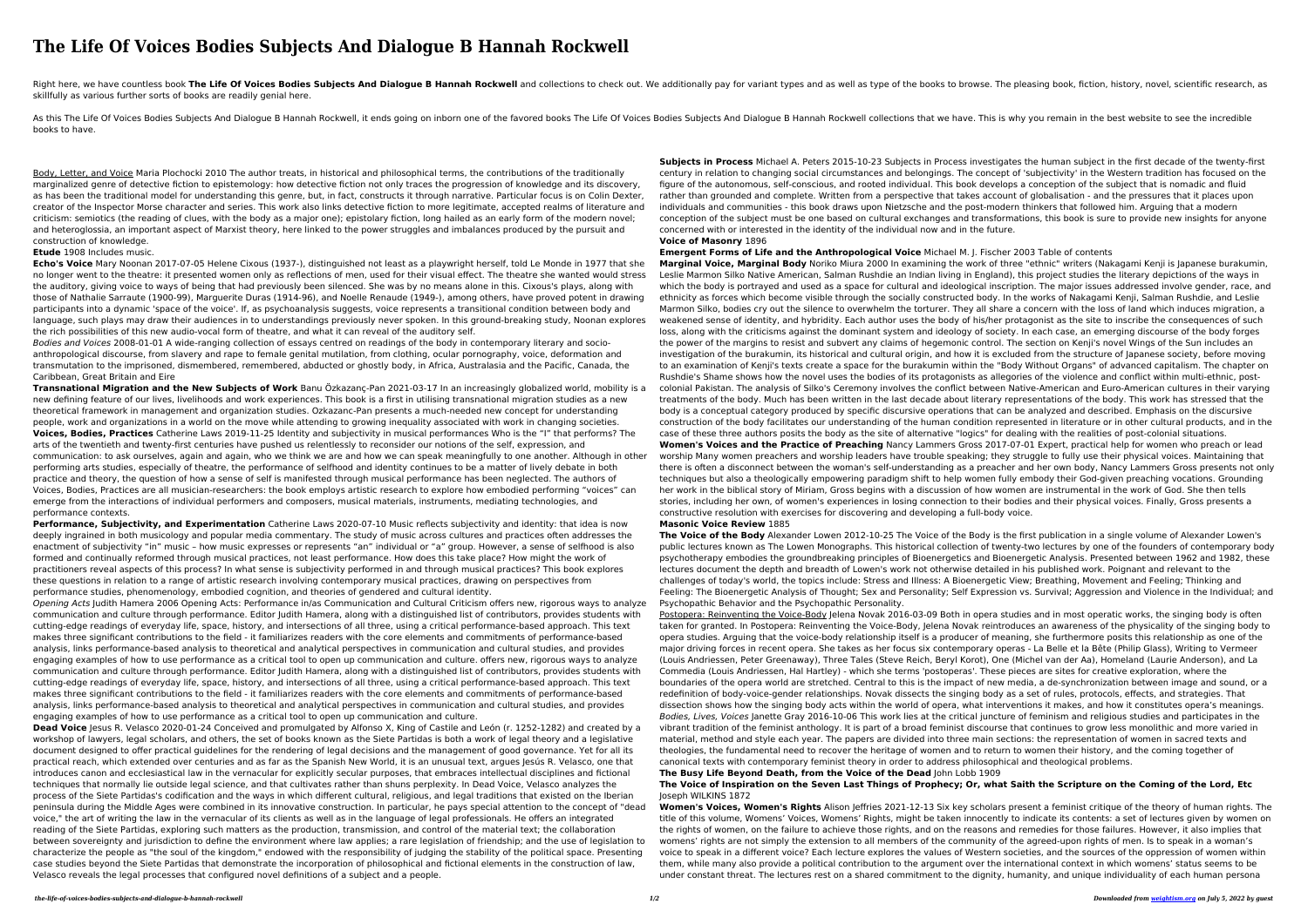# The Life Of Voices Bodies Subjects And Dialogue B Hannah Rockwell

Right here, we have countless book **The Life Of Voices Bodies Subjects And Dialogue B Hannah Rockwell** and collections to check out. We additionally pay for variant types and as well as type of the books to browse. The pleasing book, fiction, history, novel, scientific research, as skillfully as various further sorts of books are readily genial here.

As this The Life Of Voices Bodies Subjects And Dialogue B Hannah Rockwell, it ends going on inborn one of the favored books The Life Of Voices Bodies Subjects And Dialogue B Hannah Rockwell collections that we have. This is why you remain in the best website to see the incredible books to have.

Body, Letter, and Voice Maria Plochocki 2010 The author treats, in historical and philosophical terms, the contributions of the traditionally marginalized genre of detective fiction to epistemology: how detective fiction not only traces the progression of knowledge and its discovery, as has been the traditional model for understanding this genre, but, in fact, constructs it through narrative. Particular focus is on Colin Dexter, creator of the Inspector Morse character and series. This work also links detective fiction to more legitimate, accepted realms of literature and criticism: semiotics (the reading of clues, with the body as a major one); epistolary fiction, long hailed as an early form of the modern novel; and heteroglossia, an important aspect of Marxist theory, here linked to the power struggles and imbalances produced by the pursuit and construction of knowledge.

**Etude** 1908 Includes music.

**Echo's Voice** Mary Noonan 2017-07-05 Helene Cixous (1937-), distinguished not least as a playwright herself, told Le Monde in 1977 that she no longer went to the theatre: it presented women only as reflections of men, used for their visual effect. The theatre she wanted would stress the auditory, giving voice to ways of being that had previously been silenced. She was by no means alone in this. Cixous's plays, along with those of Nathalie Sarraute (1900-99), Marguerite Duras (1914-96), and Noelle Renaude (1949-), among others, have proved potent in drawing participants into a dynamic 'space of the voice'. If, as psychoanalysis suggests, voice represents a transitional condition between body and language, such plays may draw their audiences in to understandings previously never spoken. In this ground-breaking study, Noonan explores the rich possibilities of this new audio-vocal form of theatre, and what it can reveal of the auditory self.

*Bodies and Voices* 2008-01-01 A wide-ranging collection of essays centred on readings of the body in contemporary literary and socio-anthropological discourse, from slavery and rape to female genital mutilation, from clothing, ocular pornography, voice, deformation and transmutation to the imprisoned, dismembered, remembered, abducted or ghostly body, in Africa, Australasia and the Pacific, Canada, the Caribbean, Great Britain and Eire

**Transnational Migration and the New Subjects of Work** Banu Özkazanç-Pan 2021-03-17 In an increasingly globalized world, mobility is a new defining feature of our lives, livelihoods and work experiences. This book is a first in utilising transnational migration studies as a new theoretical framework in management and organization studies. Ozkazanc-Pan presents a much-needed new concept for understanding people, work and organizations in a world on the move while attending to growing inequality associated with work in changing societies.

**Voices, Bodies, Practices** Catherine Laws 2019-11-25 Identity and subjectivity in musical performances Who is the "I" that performs? The arts of the twentieth and twenty-first centuries have pushed us relentlessly to reconsider our notions of the self, expression, and communication: to ask ourselves, again and again, who we think we are and how we can speak meaningfully to one another. Although in other performing arts studies, especially of theatre, the performance of selfhood and identity continues to be a matter of lively debate in both practice and theory, the question of how a sense of self is manifested through musical performance has been neglected. The authors of Voices, Bodies, Practices are all musician-researchers: the book employs artistic research to explore how embodied performing "voices" can emerge from the interactions of individual performers and composers, musical materials, instruments, mediating technologies, and performance contexts.

**Performance, Subjectivity, and Experimentation** Catherine Laws 2020-07-10 Music reflects subjectivity and identity: that idea is now deeply ingrained in both musicology and popular media commentary. The study of music across cultures and practices often addresses the enactment of subjectivity "in" music – how music expresses or represents "an" individual or "a" group. However, a sense of selfhood is also formed and continually reformed through musical practices, not least performance. How does this take place? How might the work of practitioners reveal aspects of this process? In what sense is subjectivity performed in and through musical practices? This book explores these questions in relation to a range of artistic research involving contemporary musical practices, drawing on perspectives from performance studies, phenomenology, embodied cognition, and theories of gendered and cultural identity.

*Opening Acts* Judith Hamera 2006 Opening Acts: Performance in/as Communication and Cultural Criticism offers new, rigorous ways to analyze communication and culture through performance. Editor Judith Hamera, along with a distinguished list of contributors, provides students with cutting-edge readings of everyday life, space, history, and intersections of all three, using a critical performance-based approach. This text makes three significant contributions to the field - it familiarizes readers with the core elements and commitments of performance-based analysis, links performance-based analysis to theoretical and analytical perspectives in communication and cultural studies, and provides engaging examples of how to use performance as a critical tool to open up communication and culture. offers new, rigorous ways to analyze communication and culture through performance. Editor Judith Hamera, along with a distinguished list of contributors, provides students with cutting-edge readings of everyday life, space, history, and intersections of all three, using a critical performance-based approach. This text makes three significant contributions to the field - it familiarizes readers with the core elements and commitments of performance-based analysis, links performance-based analysis to theoretical and analytical perspectives in communication and cultural studies, and provides engaging examples of how to use performance as a critical tool to open up communication and culture.

**Dead Voice** Jesus R. Velasco 2020-01-24 Conceived and promulgated by Alfonso X, King of Castile and León (r. 1252-1282) and created by a workshop of lawyers, legal scholars, and others, the set of books known as the Siete Partidas is both a work of legal theory and a legislative document designed to offer practical guidelines for the rendering of legal decisions and the management of good governance. Yet for all its practical reach, which extended over centuries and as far as the Spanish New World, it is an unusual text, argues Jesús R. Velasco, one that introduces canon and ecclesiastical law in the vernacular for explicitly secular purposes, that embraces intellectual disciplines and fictional techniques that normally lie outside legal science, and that cultivates rather than shuns perplexity. In Dead Voice, Velasco analyzes the process of the Siete Partidas's codification and the ways in which different cultural, religious, and legal traditions that existed on the Iberian peninsula during the Middle Ages were combined in its innovative construction. In particular, he pays special attention to the concept of "dead voice," the art of writing the law in the vernacular of its clients as well as in the language of legal professionals. He offers an integrated reading of the Siete Partidas, exploring such matters as the production, transmission, and control of the material text; the collaboration between sovereignty and jurisdiction to define the environment where law applies; a rare legislation of friendship; and the use of legislation to characterize the people as "the soul of the kingdom," endowed with the responsibility of judging the stability of the political space. Presenting case studies beyond the Siete Partidas that demonstrate the incorporation of philosophical and fictional elements in the construction of law, Velasco reveals the legal processes that configured novel definitions of a subject and a people.

**Subjects in Process** Michael A. Peters 2015-10-23 Subjects in Process investigates the human subject in the first decade of the twenty-first century in relation to changing social circumstances and belongings. The concept of 'subjectivity' in the Western tradition has focused on the figure of the autonomous, self-conscious, and rooted individual. This book develops a conception of the subject that is nomadic and fluid rather than grounded and complete. Written from a perspective that takes account of globalisation - and the pressures that it places upon individuals and communities - this book draws upon Nietzsche and the post-modern thinkers that followed him. Arguing that a modern conception of the subject must be one based on cultural exchanges and transformations, this book is sure to provide new insights for anyone concerned with or interested in the identity of the individual now and in the future.

**Voice of Masonry** 1896

**Emergent Forms of Life and the Anthropological Voice** Michael M. J. Fischer 2003 Table of contents

**Marginal Voice, Marginal Body** Noriko Miura 2000 In examining the work of three "ethnic" writers (Nakagami Kenji is Japanese burakumin, Leslie Marmon Silko Native American, Salman Rushdie an Indian living in England), this project studies the literary depictions of the ways in which the body is portrayed and used as a space for cultural and ideological inscription. The major issues addressed involve gender, race, and ethnicity as forces which become visible through the socially constructed body. In the works of Nakagami Kenji, Salman Rushdie, and Leslie Marmon Silko, bodies cry out the silence to overwhelm the torturer. They all share a concern with the loss of land which induces migration, a weakened sense of identity, and hybridity. Each author uses the body of his/her protagonist as the site to inscribe the consequences of such loss, along with the criticisms against the dominant system and ideology of society. In each case, an emerging discourse of the body forges the power of the margins to resist and subvert any claims of hegemonic control. The section on Kenji's novel Wings of the Sun includes an investigation of the burakumin, its historical and cultural origin, and how it is excluded from the structure of Japanese society, before moving to an examination of Kenji's texts create a space for the burakumin within the "Body Without Organs" of advanced capitalism. The chapter on Rushdie's Shame shows how the novel uses the bodies of its protagonists as allegories of the violence and conflict within multi-ethnic, post-colonial Pakistan. The analysis of Silko's Ceremony involves the conflict between Native-American and Euro-American cultures in their varying treatments of the body. Much has been written in the last decade about literary representations of the body. This work has stressed that the body is a conceptual category produced by specific discursive operations that can be analyzed and described. Emphasis on the discursive construction of the body facilitates our understanding of the human condition represented in literature or in other cultural products, and in the case of these three authors posits the body as the site of alternative "logics" for dealing with the realities of post-colonial situations.

**Women's Voices and the Practice of Preaching** Nancy Lammers Gross 2017-07-01 Expert, practical help for women who preach or lead worship Many women preachers and worship leaders have trouble speaking; they struggle to fully use their physical voices. Maintaining that there is often a disconnect between the woman's self-understanding as a preacher and her own body, Nancy Lammers Gross presents not only techniques but also a theologically empowering paradigm shift to help women fully embody their God-given preaching vocations. Grounding her work in the biblical story of Miriam, Gross begins with a discussion of how women are instrumental in the work of God. She then tells stories, including her own, of women's experiences in losing connection to their bodies and their physical voices. Finally, Gross presents a constructive resolution with exercises for discovering and developing a full-body voice.

**Masonic Voice Review** 1885

**The Voice of the Body** Alexander Lowen 2012-10-25 The Voice of the Body is the first publication in a single volume of Alexander Lowen's public lectures known as The Lowen Monographs. This historical collection of twenty-two lectures by one of the founders of contemporary body psychotherapy embodies the groundbreaking principles of Bioenergetics and Bioenergetic Analysis. Presented between 1962 and 1982, these lectures document the depth and breadth of Lowen's work not otherwise detailed in his published work. Poignant and relevant to the challenges of today's world, the topics include: Stress and Illness: A Bioenergetic View; Breathing, Movement and Feeling; Thinking and Feeling: The Bioenergetic Analysis of Thought; Sex and Personality; Self Expression vs. Survival; Aggression and Violence in the Individual; and Psychopathic Behavior and the Psychopathic Personality.

Postopera: Reinventing the Voice-Body Jelena Novak 2016-03-09 Both in opera studies and in most operatic works, the singing body is often taken for granted. In Postopera: Reinventing the Voice-Body, Jelena Novak reintroduces an awareness of the physicality of the singing body to opera studies. Arguing that the voice-body relationship itself is a producer of meaning, she furthermore posits this relationship as one of the major driving forces in recent opera. She takes as her focus six contemporary operas - La Belle et la Bête (Philip Glass), Writing to Vermeer (Louis Andriessen, Peter Greenaway), Three Tales (Steve Reich, Beryl Korot), One (Michel van der Aa), Homeland (Laurie Anderson), and La Commedia (Louis Andriessen, Hal Hartley) - which she terms 'postoperas'. These pieces are sites for creative exploration, where the boundaries of the opera world are stretched. Central to this is the impact of new media, a de-synchronization between image and sound, or a redefinition of body-voice-gender relationships. Novak dissects the singing body as a set of rules, protocols, effects, and strategies. That dissection shows how the singing body acts within the world of opera, what interventions it makes, and how it constitutes opera's meanings.

*Bodies, Lives, Voices* Janette Gray 2016-10-06 This work lies at the critical juncture of feminism and religious studies and participates in the vibrant tradition of the feminist anthology. It is part of a broad feminist discourse that continues to grow less monolithic and more varied in material, method and style each year. The papers are divided into three main sections: the representation of women in sacred texts and theologies, the fundamental need to recover the heritage of women and to return to women their history, and the coming together of canonical texts with contemporary feminist theory in order to address philosophical and theological problems.

**The Busy Life Beyond Death, from the Voice of the Dead** John Lobb 1909

**The Voice of Inspiration on the Seven Last Things of Prophecy; Or, what Saith the Scripture on the Coming of the Lord, Etc** Joseph WILKINS 1872

**Women's Voices, Women's Rights** Alison Jeffries 2021-12-13 Six key scholars present a feminist critique of the theory of human rights. The title of this volume, Womens' Voices, Womens' Rights, might be taken innocently to indicate its contents: a set of lectures given by women on the rights of women, on the failure to achieve those rights, and on the reasons and remedies for those failures. However, it also implies that womens' rights are not simply the extension to all members of the community of the agreed-upon rights of men. Is to speak in a woman's voice to speak in a different voice? Each lecture explores the values of Western societies, and the sources of the oppression of women within them, while many also provide a political contribution to the argument over the international context in which womens' status seems to be under constant threat. The lectures rest on a shared commitment to the dignity, humanity, and unique individuality of each human persona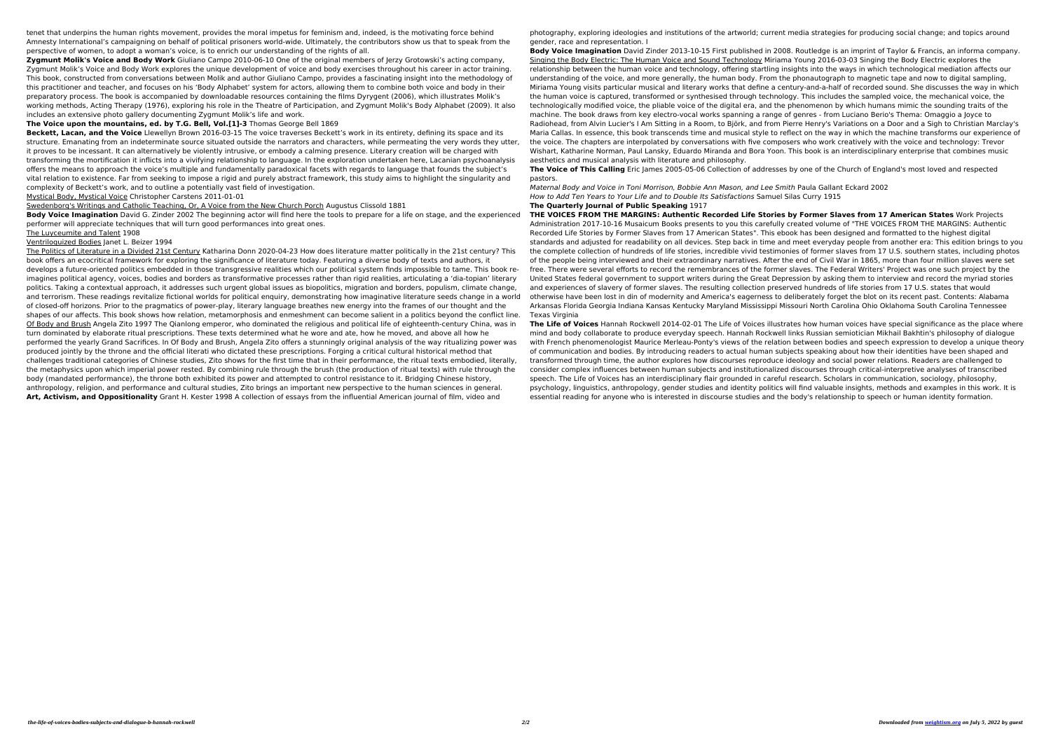tenet that underpins the human rights movement, provides the moral impetus for feminism and, indeed, is the motivating force behind Amnesty International's campaigning on behalf of political prisoners world-wide. Ultimately, the contributors show us that to speak from the perspective of women, to adopt a woman's voice, is to enrich our understanding of the rights of all.

**Zygmunt Molik's Voice and Body Work** Giuliano Campo 2010-06-10 One of the original members of Jerzy Grotowski's acting company, Zygmunt Molik's Voice and Body Work explores the unique development of voice and body exercises throughout his career in actor training. This book, constructed from conversations between Molik and author Giuliano Campo, provides a fascinating insight into the methodology of this practitioner and teacher, and focuses on his 'Body Alphabet' system for actors, allowing them to combine both voice and body in their preparatory process. The book is accompanied by downloadable resources containing the films Dyrygent (2006), which illustrates Molik's working methods, Acting Therapy (1976), exploring his role in the Theatre of Participation, and Zygmunt Molik's Body Alphabet (2009). It also includes an extensive photo gallery documenting Zygmunt Molik's life and work.

**The Voice upon the mountains, ed. by T.G. Bell, Vol.[1]-3** Thomas George Bell 1869

**Beckett, Lacan, and the Voice** Llewellyn Brown 2016-03-15 The voice traverses Beckett's work in its entirety, defining its space and its structure. Emanating from an indeterminate source situated outside the narrators and characters, while permeating the very words they utter, it proves to be incessant. It can alternatively be violently intrusive, or embody a calming presence. Literary creation will be charged with transforming the mortification it inflicts into a vivifying relationship to language. In the exploration undertaken here, Lacanian psychoanalysis offers the means to approach the voice's multiple and fundamentally paradoxical facets with regards to language that founds the subject's vital relation to existence. Far from seeking to impose a rigid and purely abstract framework, this study aims to highlight the singularity and complexity of Beckett's work, and to outline a potentially vast field of investigation.

Mystical Body, Mystical Voice Christopher Carstens 2011-01-01

Swedenborg's Writings and Catholic Teaching, Or, A Voice from the New Church Porch Augustus Clissold 1881

**Body Voice Imagination** David G. Zinder 2002 The beginning actor will find here the tools to prepare for a life on stage, and the experienced performer will appreciate techniques that will turn good performances into great ones.

The Luyceumite and Talent 1908

Ventriloquized Bodies Janet L. Beizer 1994

The Politics of Literature in a Divided 21st Century Katharina Donn 2020-04-23 How does literature matter politically in the 21st century? This book offers an ecocritical framework for exploring the significance of literature today. Featuring a diverse body of texts and authors, it develops a future-oriented politics embedded in those transgressive realities which our political system finds impossible to tame. This book re-imagines political agency, voices, bodies and borders as transformative processes rather than rigid realities, articulating a 'dia-topian' literary politics. Taking a contextual approach, it addresses such urgent global issues as biopolitics, migration and borders, populism, climate change, and terrorism. These readings revitalize fictional worlds for political enquiry, demonstrating how imaginative literature seeds change in a world of closed-off horizons. Prior to the pragmatics of power-play, literary language breathes new energy into the frames of our thought and the shapes of our affects. This book shows how relation, metamorphosis and enmeshment can become salient in a politics beyond the conflict line.

Of Body and Brush Angela Zito 1997 The Qianlong emperor, who dominated the religious and political life of eighteenth-century China, was in turn dominated by elaborate ritual prescriptions. These texts determined what he wore and ate, how he moved, and above all how he performed the yearly Grand Sacrifices. In Of Body and Brush, Angela Zito offers a stunningly original analysis of the way ritualizing power was produced jointly by the throne and the official literati who dictated these prescriptions. Forging a critical cultural historical method that challenges traditional categories of Chinese studies, Zito shows for the first time that in their performance, the ritual texts embodied, literally, the metaphysics upon which imperial power rested. By combining rule through the brush (the production of ritual texts) with rule through the body (mandated performance), the throne both exhibited its power and attempted to control resistance to it. Bridging Chinese history, anthropology, religion, and performance and cultural studies, Zito brings an important new perspective to the human sciences in general.

**Art, Activism, and Oppositionality** Grant H. Kester 1998 A collection of essays from the influential American journal of film, video and photography, exploring ideologies and institutions of the artworld; current media strategies for producing social change; and topics around gender, race and representation. I

**Body Voice Imagination** David Zinder 2013-10-15 First published in 2008. Routledge is an imprint of Taylor & Francis, an informa company.

Singing the Body Electric: The Human Voice and Sound Technology Miriama Young 2016-03-03 Singing the Body Electric explores the relationship between the human voice and technology, offering startling insights into the ways in which technological mediation affects our understanding of the voice, and more generally, the human body. From the phonautograph to magnetic tape and now to digital sampling, Miriama Young visits particular musical and literary works that define a century-and-a-half of recorded sound. She discusses the way in which the human voice is captured, transformed or synthesised through technology. This includes the sampled voice, the mechanical voice, the technologically modified voice, the pliable voice of the digital era, and the phenomenon by which humans mimic the sounding traits of the machine. The book draws from key electro-vocal works spanning a range of genres - from Luciano Berio's Thema: Omaggio a Joyce to Radiohead, from Alvin Lucier's I Am Sitting in a Room, to Björk, and from Pierre Henry's Variations on a Door and a Sigh to Christian Marclay's Maria Callas. In essence, this book transcends time and musical style to reflect on the way in which the machine transforms our experience of the voice. The chapters are interpolated by conversations with five composers who work creatively with the voice and technology: Trevor Wishart, Katharine Norman, Paul Lansky, Eduardo Miranda and Bora Yoon. This book is an interdisciplinary enterprise that combines music aesthetics and musical analysis with literature and philosophy.

**The Voice of This Calling** Eric James 2005-05-06 Collection of addresses by one of the Church of England's most loved and respected pastors.

*Maternal Body and Voice in Toni Morrison, Bobbie Ann Mason, and Lee Smith* Paula Gallant Eckard 2002

*How to Add Ten Years to Your Life and to Double Its Satisfactions* Samuel Silas Curry 1915

**The Quarterly Journal of Public Speaking** 1917

**THE VOICES FROM THE MARGINS: Authentic Recorded Life Stories by Former Slaves from 17 American States** Work Projects Administration 2017-10-16 Musaicum Books presents to you this carefully created volume of "THE VOICES FROM THE MARGINS: Authentic Recorded Life Stories by Former Slaves from 17 American States". This ebook has been designed and formatted to the highest digital standards and adjusted for readability on all devices. Step back in time and meet everyday people from another era: This edition brings to you the complete collection of hundreds of life stories, incredible vivid testimonies of former slaves from 17 U.S. southern states, including photos of the people being interviewed and their extraordinary narratives. After the end of Civil War in 1865, more than four million slaves were set free. There were several efforts to record the remembrances of the former slaves. The Federal Writers' Project was one such project by the United States federal government to support writers during the Great Depression by asking them to interview and record the myriad stories and experiences of slavery of former slaves. The resulting collection preserved hundreds of life stories from 17 U.S. states that would otherwise have been lost in din of modernity and America's eagerness to deliberately forget the blot on its recent past. Contents: Alabama Arkansas Florida Georgia Indiana Kansas Kentucky Maryland Mississippi Missouri North Carolina Ohio Oklahoma South Carolina Tennessee Texas Virginia

**The Life of Voices** Hannah Rockwell 2014-02-01 The Life of Voices illustrates how human voices have special significance as the place where mind and body collaborate to produce everyday speech. Hannah Rockwell links Russian semiotician Mikhail Bakhtin's philosophy of dialogue with French phenomenologist Maurice Merleau-Ponty's views of the relation between bodies and speech expression to develop a unique theory of communication and bodies. By introducing readers to actual human subjects speaking about how their identities have been shaped and transformed through time, the author explores how discourses reproduce ideology and social power relations. Readers are challenged to consider complex influences between human subjects and institutionalized discourses through critical-interpretive analyses of transcribed speech. The Life of Voices has an interdisciplinary flair grounded in careful research. Scholars in communication, sociology, philosophy, psychology, linguistics, anthropology, gender studies and identity politics will find valuable insights, methods and examples in this work. It is essential reading for anyone who is interested in discourse studies and the body's relationship to speech or human identity formation.